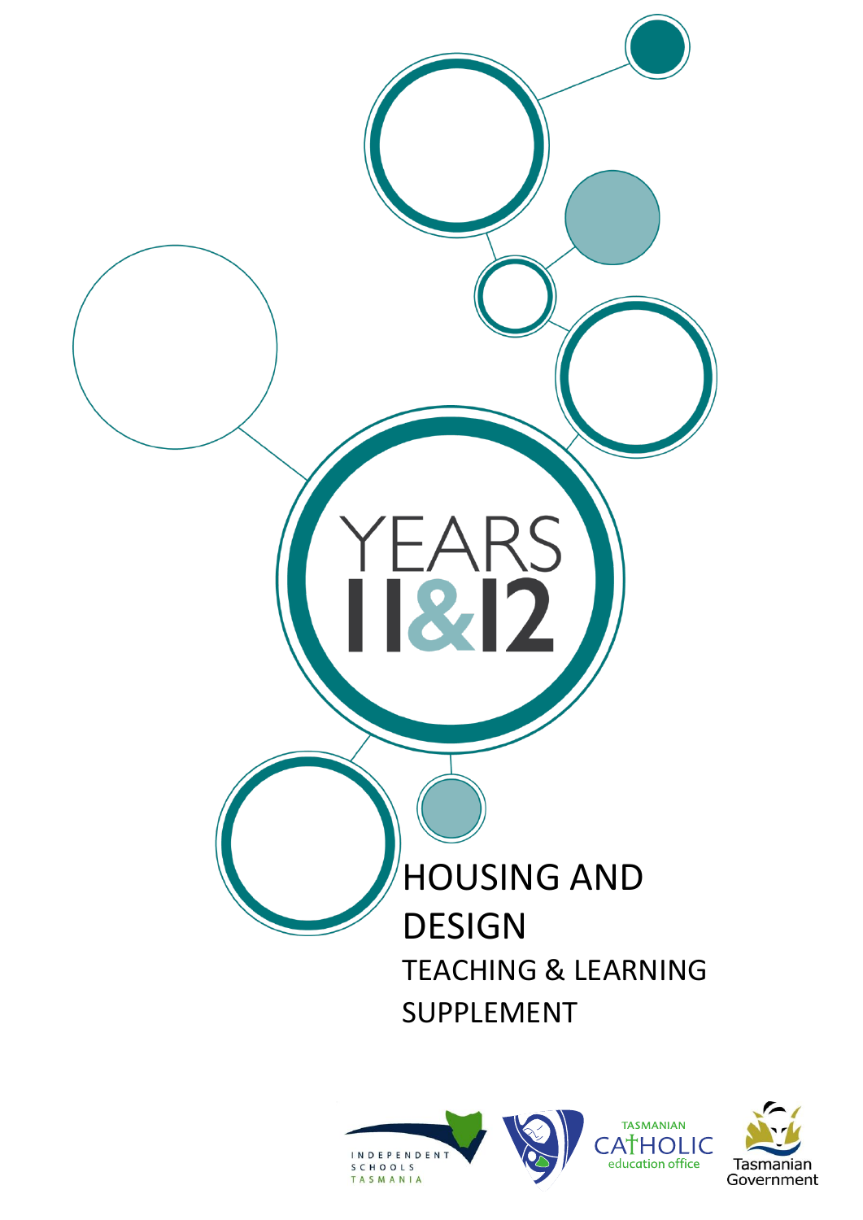# YEARS 11&12

# HOUSING AND DESIGN

## TEACHING & LEARNING SUPPLEMENT

INDEPENDENT SCHOOLS TASMANIA

TASMANIAN CATHOLIC education office

Tasmanian Government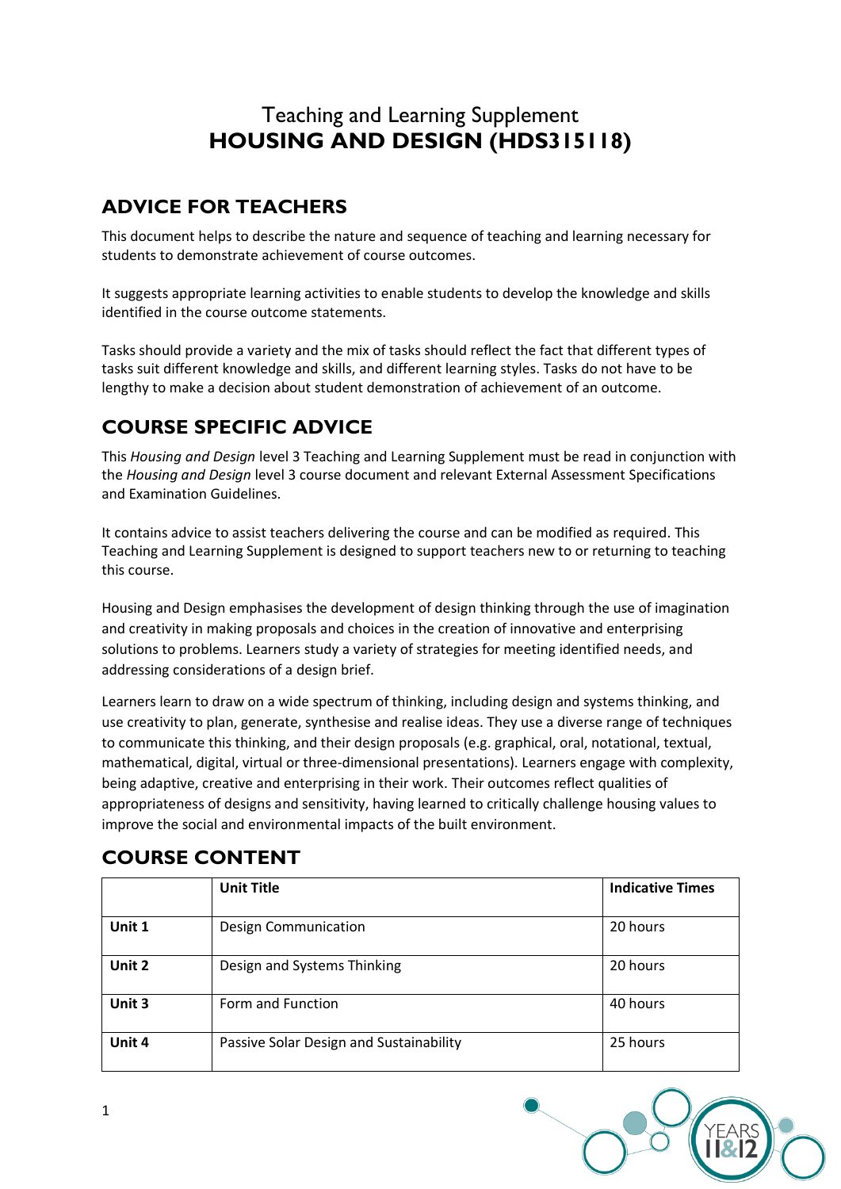# Teaching and Learning Supplement
# HOUSING AND DESIGN (HDS315118)

## ADVICE FOR TEACHERS

This document helps to describe the nature and sequence of teaching and learning necessary for students to demonstrate achievement of course outcomes.

It suggests appropriate learning activities to enable students to develop the knowledge and skills identified in the course outcome statements.

Tasks should provide a variety and the mix of tasks should reflect the fact that different types of tasks suit different knowledge and skills, and different learning styles. Tasks do not have to be lengthy to make a decision about student demonstration of achievement of an outcome.

## COURSE SPECIFIC ADVICE

This *Housing and Design* level 3 Teaching and Learning Supplement must be read in conjunction with the *Housing and Design* level 3 course document and relevant External Assessment Specifications and Examination Guidelines.

It contains advice to assist teachers delivering the course and can be modified as required. This Teaching and Learning Supplement is designed to support teachers new to or returning to teaching this course.

Housing and Design emphasises the development of design thinking through the use of imagination and creativity in making proposals and choices in the creation of innovative and enterprising solutions to problems. Learners study a variety of strategies for meeting identified needs, and addressing considerations of a design brief.

Learners learn to draw on a wide spectrum of thinking, including design and systems thinking, and use creativity to plan, generate, synthesise and realise ideas. They use a diverse range of techniques to communicate this thinking, and their design proposals (e.g. graphical, oral, notational, textual, mathematical, digital, virtual or three-dimensional presentations). Learners engage with complexity, being adaptive, creative and enterprising in their work. Their outcomes reflect qualities of appropriateness of designs and sensitivity, having learned to critically challenge housing values to improve the social and environmental impacts of the built environment.

## COURSE CONTENT

| | Unit Title | Indicative Times |
|---|---|---|
| Unit 1 | Design Communication | 20 hours |
| Unit 2 | Design and Systems Thinking | 20 hours |
| Unit 3 | Form and Function | 40 hours |
| Unit 4 | Passive Solar Design and Sustainability | 25 hours |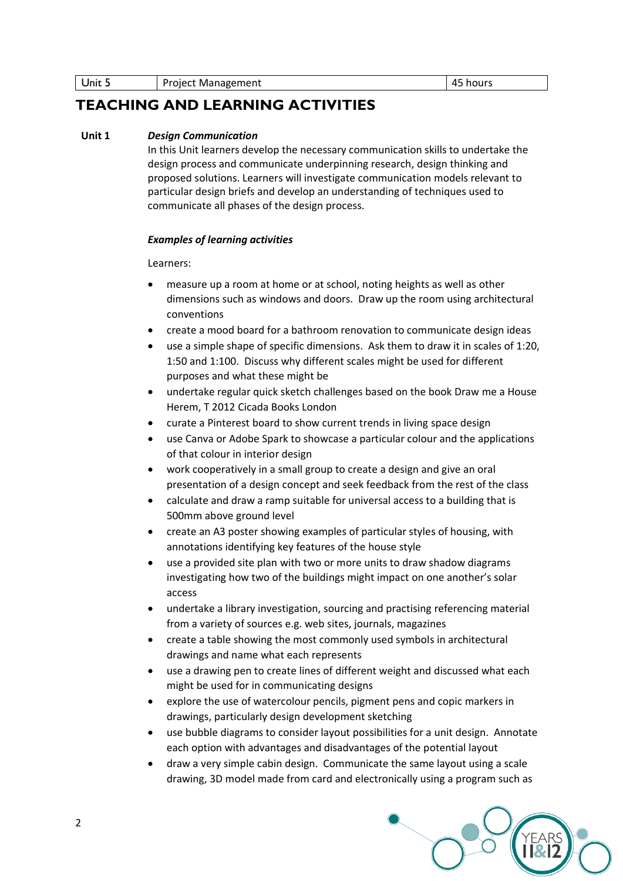| Unit 5 | Project Management | 45 hours |
|---|---|---|

# TEACHING AND LEARNING ACTIVITIES

**Unit 1** ***Design Communication***

In this Unit learners develop the necessary communication skills to undertake the design process and communicate underpinning research, design thinking and proposed solutions. Learners will investigate communication models relevant to particular design briefs and develop an understanding of techniques used to communicate all phases of the design process.

***Examples of learning activities***

Learners:

- measure up a room at home or at school, noting heights as well as other dimensions such as windows and doors. Draw up the room using architectural conventions
- create a mood board for a bathroom renovation to communicate design ideas
- use a simple shape of specific dimensions. Ask them to draw it in scales of 1:20, 1:50 and 1:100. Discuss why different scales might be used for different purposes and what these might be
- undertake regular quick sketch challenges based on the book Draw me a House Herem, T 2012 Cicada Books London
- curate a Pinterest board to show current trends in living space design
- use Canva or Adobe Spark to showcase a particular colour and the applications of that colour in interior design
- work cooperatively in a small group to create a design and give an oral presentation of a design concept and seek feedback from the rest of the class
- calculate and draw a ramp suitable for universal access to a building that is 500mm above ground level
- create an A3 poster showing examples of particular styles of housing, with annotations identifying key features of the house style
- use a provided site plan with two or more units to draw shadow diagrams investigating how two of the buildings might impact on one another's solar access
- undertake a library investigation, sourcing and practising referencing material from a variety of sources e.g. web sites, journals, magazines
- create a table showing the most commonly used symbols in architectural drawings and name what each represents
- use a drawing pen to create lines of different weight and discussed what each might be used for in communicating designs
- explore the use of watercolour pencils, pigment pens and copic markers in drawings, particularly design development sketching
- use bubble diagrams to consider layout possibilities for a unit design. Annotate each option with advantages and disadvantages of the potential layout
- draw a very simple cabin design. Communicate the same layout using a scale drawing, 3D model made from card and electronically using a program such as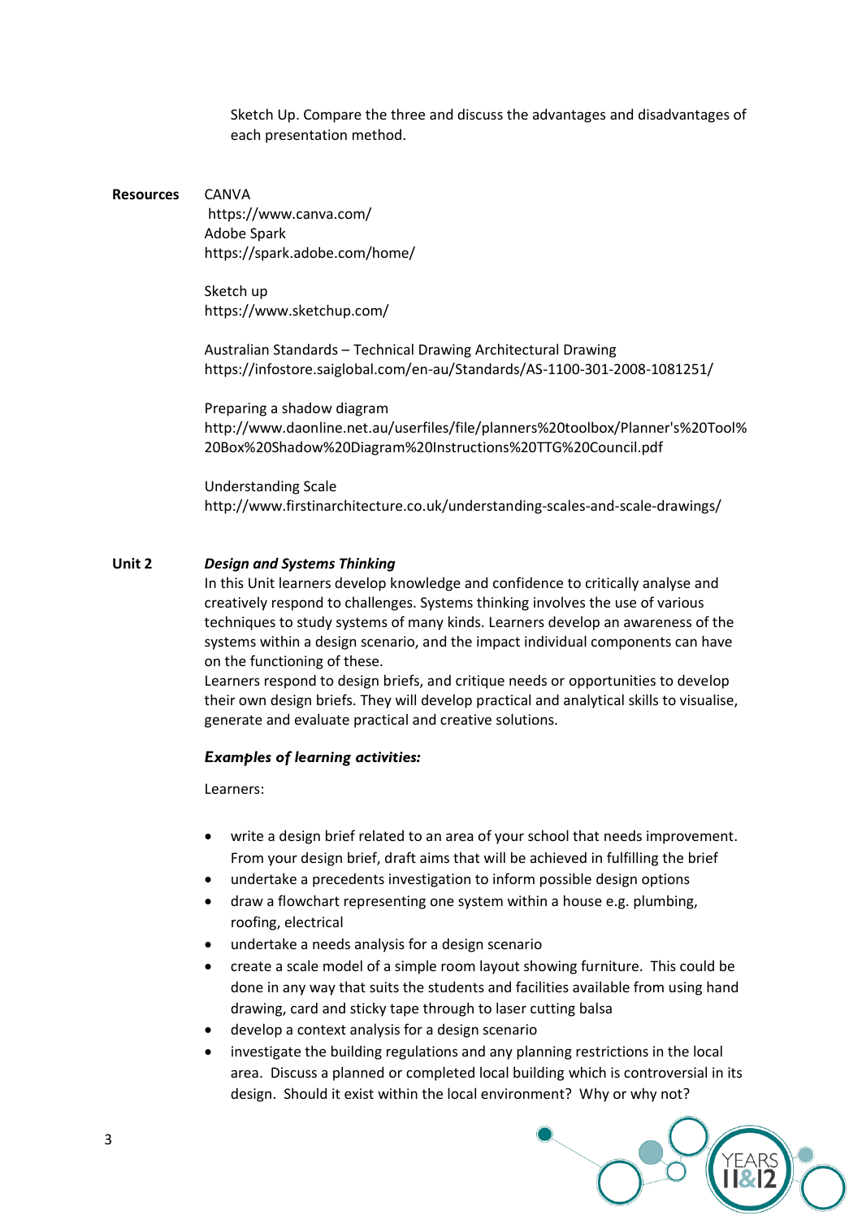Sketch Up. Compare the three and discuss the advantages and disadvantages of each presentation method.

**Resources**

CANVA
https://www.canva.com/
Adobe Spark
https://spark.adobe.com/home/

Sketch up
https://www.sketchup.com/

Australian Standards – Technical Drawing Architectural Drawing
https://infostore.saiglobal.com/en-au/Standards/AS-1100-301-2008-1081251/

Preparing a shadow diagram
http://www.daonline.net.au/userfiles/file/planners%20toolbox/Planner's%20Tool%20Box%20Shadow%20Diagram%20Instructions%20TTG%20Council.pdf

Understanding Scale
http://www.firstinarchitecture.co.uk/understanding-scales-and-scale-drawings/

**Unit 2** ***Design and Systems Thinking***

In this Unit learners develop knowledge and confidence to critically analyse and creatively respond to challenges. Systems thinking involves the use of various techniques to study systems of many kinds. Learners develop an awareness of the systems within a design scenario, and the impact individual components can have on the functioning of these.

Learners respond to design briefs, and critique needs or opportunities to develop their own design briefs. They will develop practical and analytical skills to visualise, generate and evaluate practical and creative solutions.

***Examples of learning activities:***

Learners:

- write a design brief related to an area of your school that needs improvement. From your design brief, draft aims that will be achieved in fulfilling the brief
- undertake a precedents investigation to inform possible design options
- draw a flowchart representing one system within a house e.g. plumbing, roofing, electrical
- undertake a needs analysis for a design scenario
- create a scale model of a simple room layout showing furniture. This could be done in any way that suits the students and facilities available from using hand drawing, card and sticky tape through to laser cutting balsa
- develop a context analysis for a design scenario
- investigate the building regulations and any planning restrictions in the local area. Discuss a planned or completed local building which is controversial in its design. Should it exist within the local environment? Why or why not?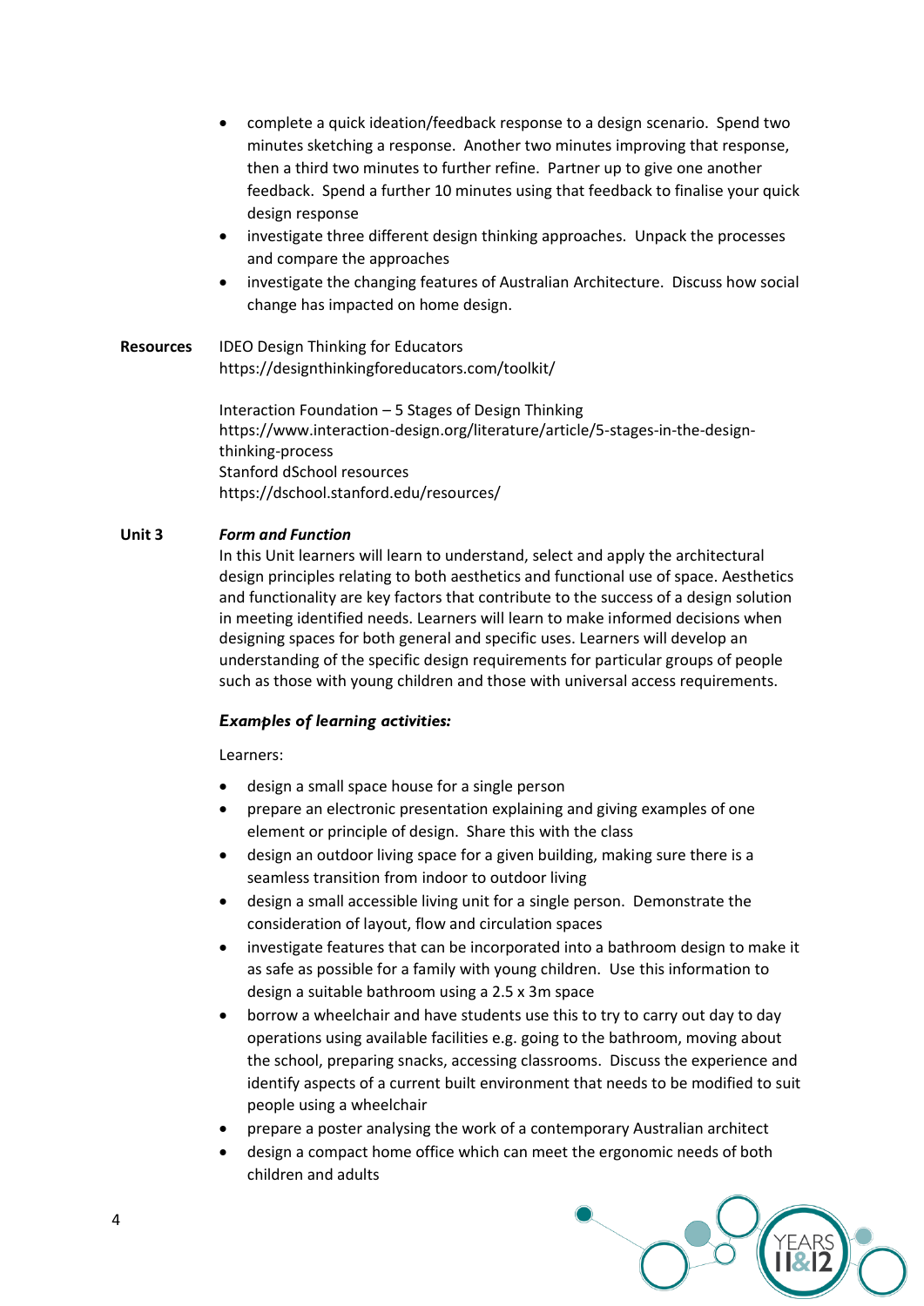- complete a quick ideation/feedback response to a design scenario. Spend two minutes sketching a response. Another two minutes improving that response, then a third two minutes to further refine. Partner up to give one another feedback. Spend a further 10 minutes using that feedback to finalise your quick design response
- investigate three different design thinking approaches. Unpack the processes and compare the approaches
- investigate the changing features of Australian Architecture. Discuss how social change has impacted on home design.

**Resources**

IDEO Design Thinking for Educators
https://designthinkingforeducators.com/toolkit/

Interaction Foundation – 5 Stages of Design Thinking
https://www.interaction-design.org/literature/article/5-stages-in-the-design-thinking-process
Stanford dSchool resources
https://dschool.stanford.edu/resources/

**Unit 3** ***Form and Function***

In this Unit learners will learn to understand, select and apply the architectural design principles relating to both aesthetics and functional use of space. Aesthetics and functionality are key factors that contribute to the success of a design solution in meeting identified needs. Learners will learn to make informed decisions when designing spaces for both general and specific uses. Learners will develop an understanding of the specific design requirements for particular groups of people such as those with young children and those with universal access requirements.

***Examples of learning activities:***

Learners:

- design a small space house for a single person
- prepare an electronic presentation explaining and giving examples of one element or principle of design. Share this with the class
- design an outdoor living space for a given building, making sure there is a seamless transition from indoor to outdoor living
- design a small accessible living unit for a single person. Demonstrate the consideration of layout, flow and circulation spaces
- investigate features that can be incorporated into a bathroom design to make it as safe as possible for a family with young children. Use this information to design a suitable bathroom using a 2.5 x 3m space
- borrow a wheelchair and have students use this to try to carry out day to day operations using available facilities e.g. going to the bathroom, moving about the school, preparing snacks, accessing classrooms. Discuss the experience and identify aspects of a current built environment that needs to be modified to suit people using a wheelchair
- prepare a poster analysing the work of a contemporary Australian architect
- design a compact home office which can meet the ergonomic needs of both children and adults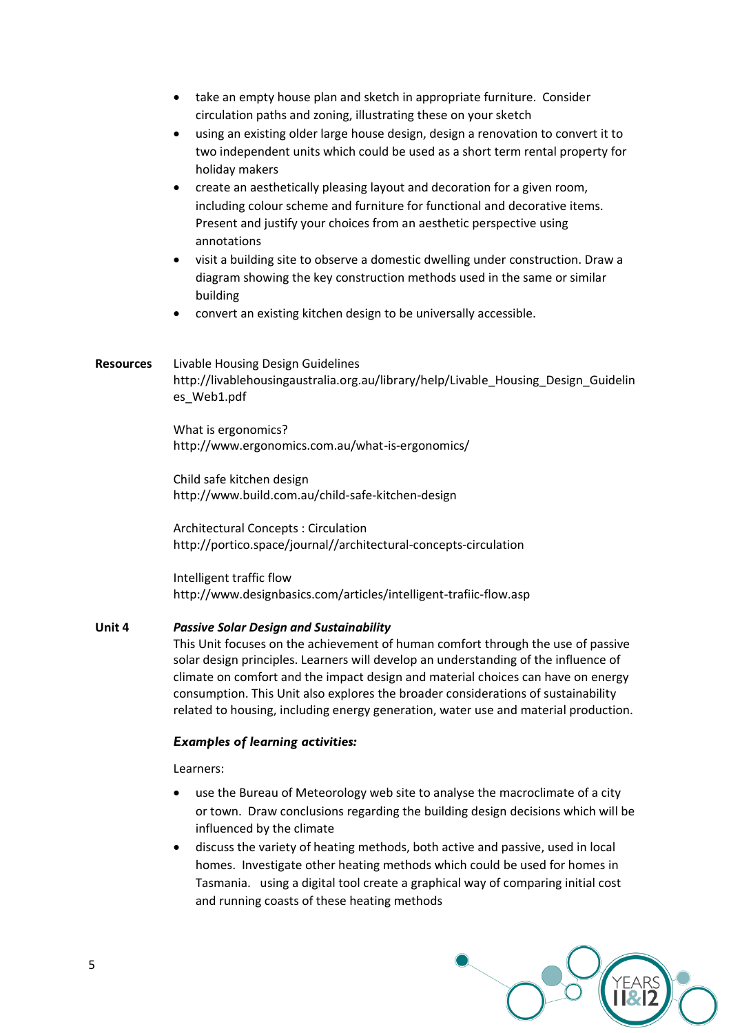- take an empty house plan and sketch in appropriate furniture. Consider circulation paths and zoning, illustrating these on your sketch
- using an existing older large house design, design a renovation to convert it to two independent units which could be used as a short term rental property for holiday makers
- create an aesthetically pleasing layout and decoration for a given room, including colour scheme and furniture for functional and decorative items. Present and justify your choices from an aesthetic perspective using annotations
- visit a building site to observe a domestic dwelling under construction. Draw a diagram showing the key construction methods used in the same or similar building
- convert an existing kitchen design to be universally accessible.

**Resources**

Livable Housing Design Guidelines
http://livablehousingaustralia.org.au/library/help/Livable_Housing_Design_Guidelines_Web1.pdf

What is ergonomics?
http://www.ergonomics.com.au/what-is-ergonomics/

Child safe kitchen design
http://www.build.com.au/child-safe-kitchen-design

Architectural Concepts : Circulation
http://portico.space/journal//architectural-concepts-circulation

Intelligent traffic flow
http://www.designbasics.com/articles/intelligent-trafiic-flow.asp

**Unit 4** ***Passive Solar Design and Sustainability***

This Unit focuses on the achievement of human comfort through the use of passive solar design principles. Learners will develop an understanding of the influence of climate on comfort and the impact design and material choices can have on energy consumption. This Unit also explores the broader considerations of sustainability related to housing, including energy generation, water use and material production.

***Examples of learning activities:***

Learners:

- use the Bureau of Meteorology web site to analyse the macroclimate of a city or town. Draw conclusions regarding the building design decisions which will be influenced by the climate
- discuss the variety of heating methods, both active and passive, used in local homes. Investigate other heating methods which could be used for homes in Tasmania. using a digital tool create a graphical way of comparing initial cost and running coasts of these heating methods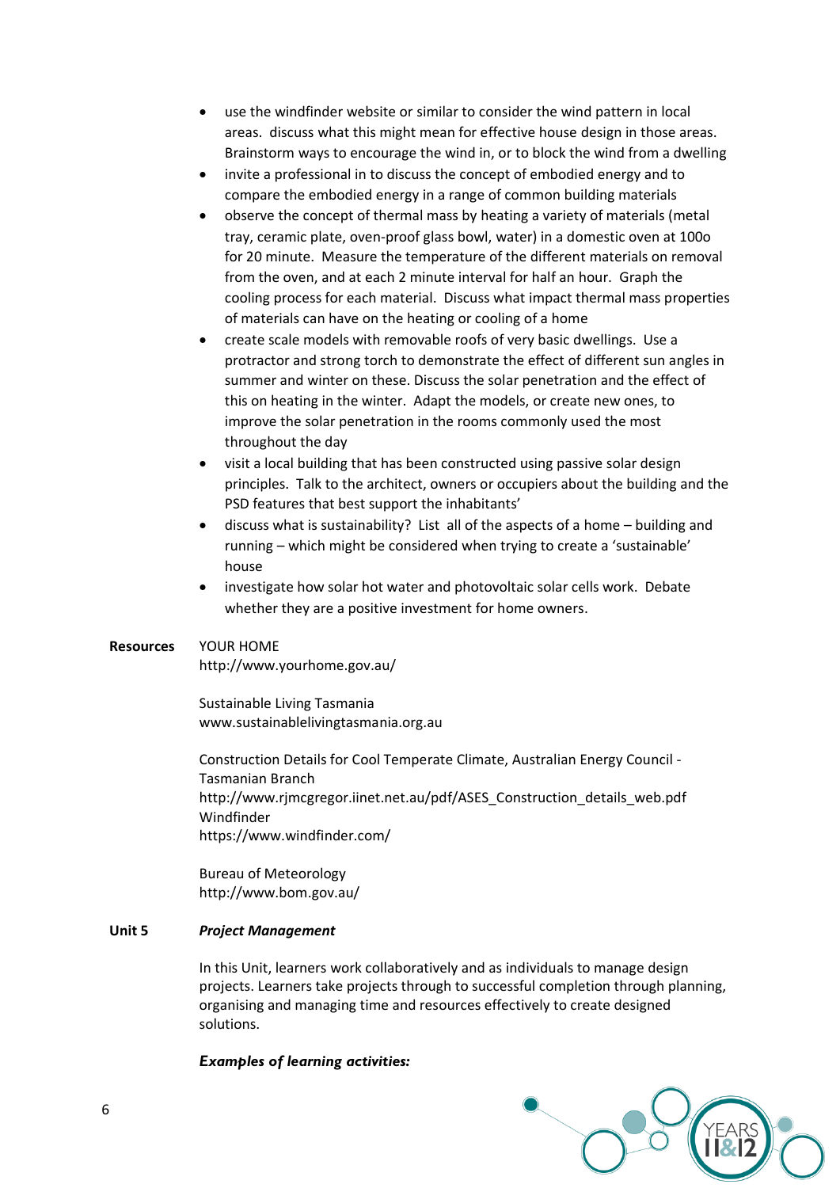- use the windfinder website or similar to consider the wind pattern in local areas. discuss what this might mean for effective house design in those areas. Brainstorm ways to encourage the wind in, or to block the wind from a dwelling
- invite a professional in to discuss the concept of embodied energy and to compare the embodied energy in a range of common building materials
- observe the concept of thermal mass by heating a variety of materials (metal tray, ceramic plate, oven-proof glass bowl, water) in a domestic oven at 100o for 20 minute. Measure the temperature of the different materials on removal from the oven, and at each 2 minute interval for half an hour. Graph the cooling process for each material. Discuss what impact thermal mass properties of materials can have on the heating or cooling of a home
- create scale models with removable roofs of very basic dwellings. Use a protractor and strong torch to demonstrate the effect of different sun angles in summer and winter on these. Discuss the solar penetration and the effect of this on heating in the winter. Adapt the models, or create new ones, to improve the solar penetration in the rooms commonly used the most throughout the day
- visit a local building that has been constructed using passive solar design principles. Talk to the architect, owners or occupiers about the building and the PSD features that best support the inhabitants'
- discuss what is sustainability? List all of the aspects of a home – building and running – which might be considered when trying to create a 'sustainable' house
- investigate how solar hot water and photovoltaic solar cells work. Debate whether they are a positive investment for home owners.

**Resources**

YOUR HOME
http://www.yourhome.gov.au/

Sustainable Living Tasmania
www.sustainablelivingtasmania.org.au

Construction Details for Cool Temperate Climate, Australian Energy Council - Tasmanian Branch
http://www.rjmcgregor.iinet.net.au/pdf/ASES_Construction_details_web.pdf
Windfinder
https://www.windfinder.com/

Bureau of Meteorology
http://www.bom.gov.au/

**Unit 5** ***Project Management***

In this Unit, learners work collaboratively and as individuals to manage design projects. Learners take projects through to successful completion through planning, organising and managing time and resources effectively to create designed solutions.

***Examples of learning activities:***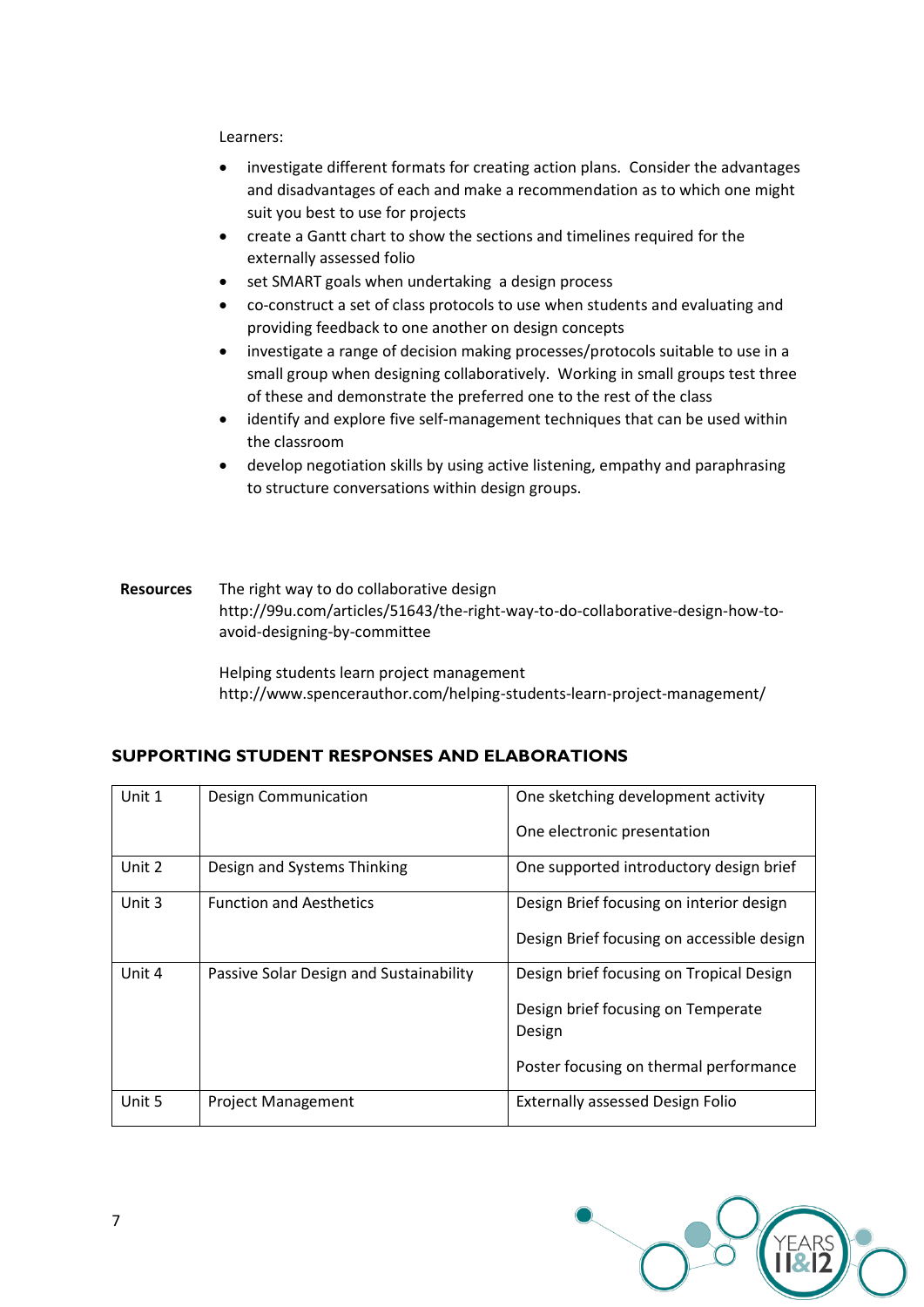Learners:

- investigate different formats for creating action plans. Consider the advantages and disadvantages of each and make a recommendation as to which one might suit you best to use for projects
- create a Gantt chart to show the sections and timelines required for the externally assessed folio
- set SMART goals when undertaking a design process
- co-construct a set of class protocols to use when students and evaluating and providing feedback to one another on design concepts
- investigate a range of decision making processes/protocols suitable to use in a small group when designing collaboratively. Working in small groups test three of these and demonstrate the preferred one to the rest of the class
- identify and explore five self-management techniques that can be used within the classroom
- develop negotiation skills by using active listening, empathy and paraphrasing to structure conversations within design groups.

**Resources** The right way to do collaborative design
http://99u.com/articles/51643/the-right-way-to-do-collaborative-design-how-to-avoid-designing-by-committee

Helping students learn project management
http://www.spencerauthor.com/helping-students-learn-project-management/

## SUPPORTING STUDENT RESPONSES AND ELABORATIONS

| | | |
|---|---|---|
| Unit 1 | Design Communication | One sketching development activity<br><br>One electronic presentation |
| Unit 2 | Design and Systems Thinking | One supported introductory design brief |
| Unit 3 | Function and Aesthetics | Design Brief focusing on interior design<br><br>Design Brief focusing on accessible design |
| Unit 4 | Passive Solar Design and Sustainability | Design brief focusing on Tropical Design<br><br>Design brief focusing on Temperate Design<br><br>Poster focusing on thermal performance |
| Unit 5 | Project Management | Externally assessed Design Folio |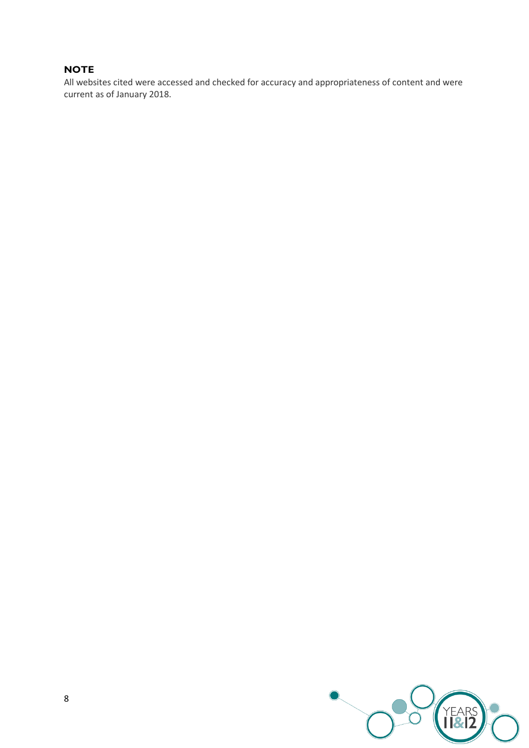**NOTE**

All websites cited were accessed and checked for accuracy and appropriateness of content and were current as of January 2018.